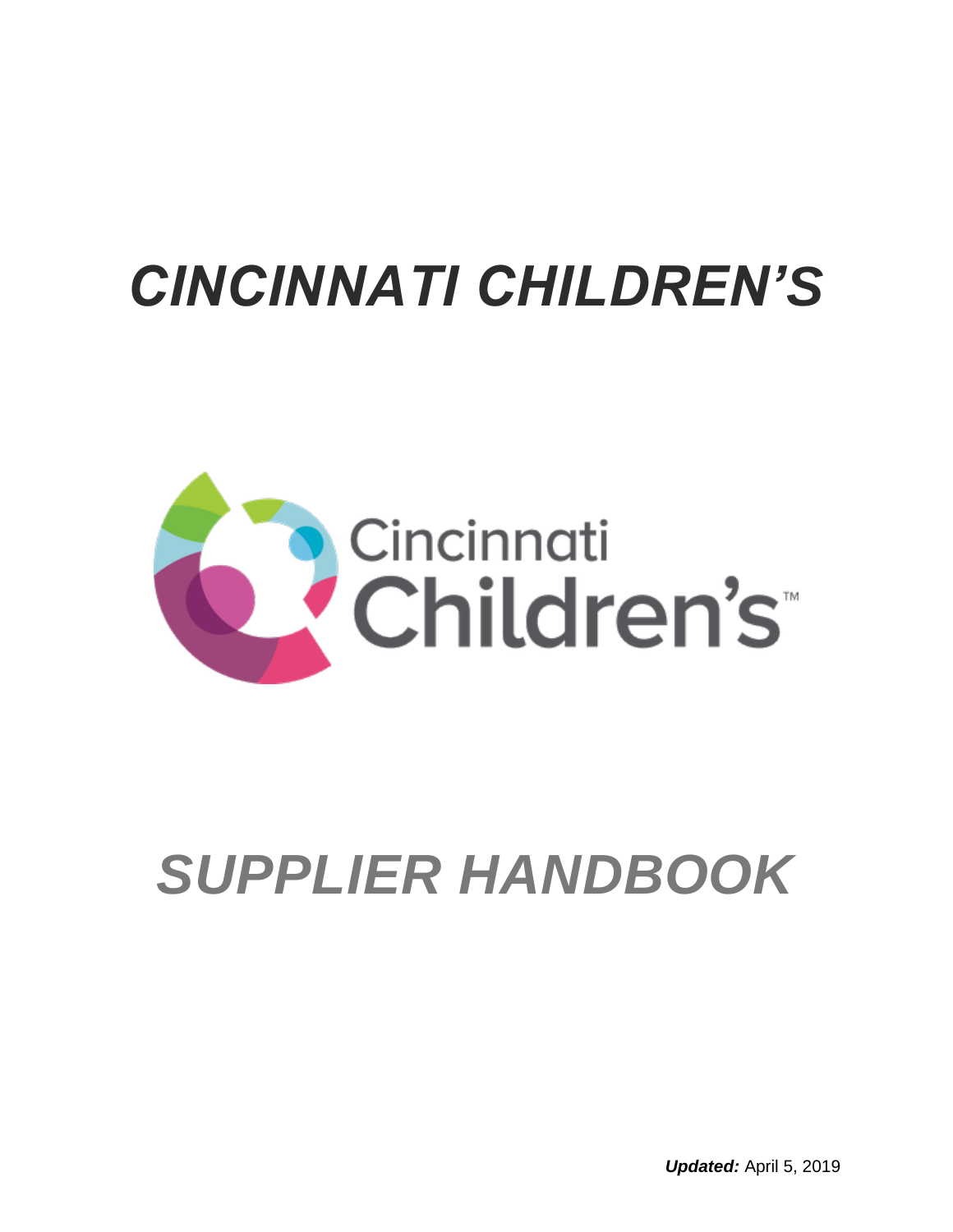# *CINCINNATI CHILDREN'S*

Cincinnati Children's™

# *SUPPLIER HANDBOOK*

***Updated:*** April 5, 2019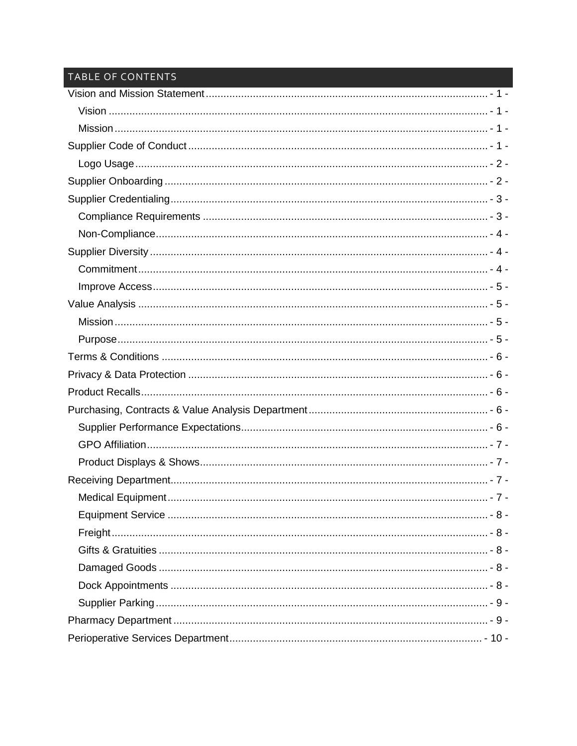## TABLE OF CONTENTS

- Vision and Mission Statement - 1 -
  - Vision - 1 -
  - Mission - 1 -
- Supplier Code of Conduct - 1 -
  - Logo Usage - 2 -
- Supplier Onboarding - 2 -
- Supplier Credentialing - 3 -
  - Compliance Requirements - 3 -
  - Non-Compliance - 4 -
- Supplier Diversity - 4 -
  - Commitment - 4 -
  - Improve Access - 5 -
- Value Analysis - 5 -
  - Mission - 5 -
  - Purpose - 5 -
- Terms & Conditions - 6 -
- Privacy & Data Protection - 6 -
- Product Recalls - 6 -
- Purchasing, Contracts & Value Analysis Department - 6 -
  - Supplier Performance Expectations - 6 -
  - GPO Affiliation - 7 -
  - Product Displays & Shows - 7 -
- Receiving Department - 7 -
  - Medical Equipment - 7 -
  - Equipment Service - 8 -
  - Freight - 8 -
  - Gifts & Gratuities - 8 -
  - Damaged Goods - 8 -
  - Dock Appointments - 8 -
  - Supplier Parking - 9 -
- Pharmacy Department - 9 -
- Perioperative Services Department - 10 -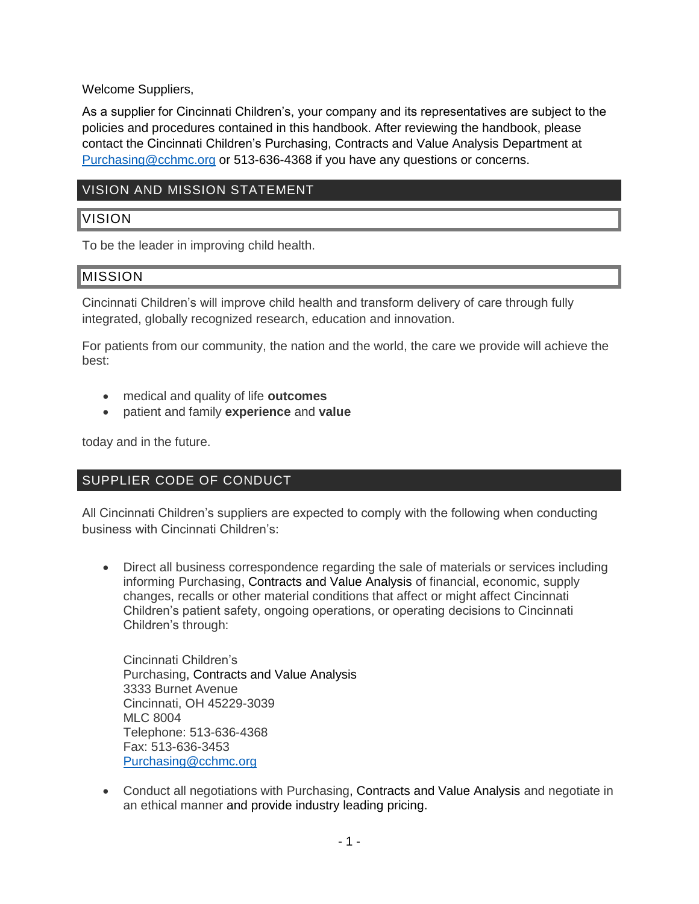Welcome Suppliers,

As a supplier for Cincinnati Children's, your company and its representatives are subject to the policies and procedures contained in this handbook. After reviewing the handbook, please contact the Cincinnati Children's Purchasing, Contracts and Value Analysis Department at Purchasing@cchmc.org or 513-636-4368 if you have any questions or concerns.

## VISION AND MISSION STATEMENT

### VISION

To be the leader in improving child health.

### MISSION

Cincinnati Children's will improve child health and transform delivery of care through fully integrated, globally recognized research, education and innovation.

For patients from our community, the nation and the world, the care we provide will achieve the best:

- medical and quality of life **outcomes**
- patient and family **experience** and **value**

today and in the future.

## SUPPLIER CODE OF CONDUCT

All Cincinnati Children's suppliers are expected to comply with the following when conducting business with Cincinnati Children's:

- Direct all business correspondence regarding the sale of materials or services including informing Purchasing, Contracts and Value Analysis of financial, economic, supply changes, recalls or other material conditions that affect or might affect Cincinnati Children's patient safety, ongoing operations, or operating decisions to Cincinnati Children's through:

  Cincinnati Children's
  Purchasing, Contracts and Value Analysis
  3333 Burnet Avenue
  Cincinnati, OH 45229-3039
  MLC 8004
  Telephone: 513-636-4368
  Fax: 513-636-3453
  Purchasing@cchmc.org

- Conduct all negotiations with Purchasing, Contracts and Value Analysis and negotiate in an ethical manner and provide industry leading pricing.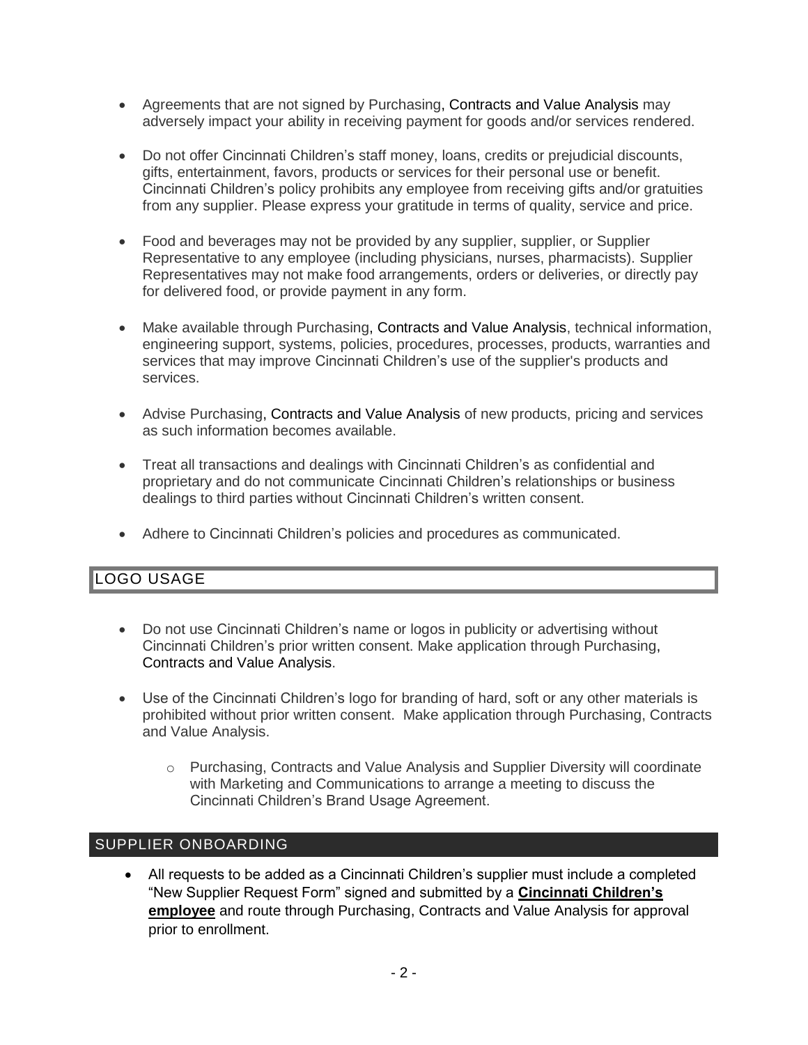- Agreements that are not signed by Purchasing, Contracts and Value Analysis may adversely impact your ability in receiving payment for goods and/or services rendered.

- Do not offer Cincinnati Children's staff money, loans, credits or prejudicial discounts, gifts, entertainment, favors, products or services for their personal use or benefit. Cincinnati Children's policy prohibits any employee from receiving gifts and/or gratuities from any supplier. Please express your gratitude in terms of quality, service and price.

- Food and beverages may not be provided by any supplier, supplier, or Supplier Representative to any employee (including physicians, nurses, pharmacists). Supplier Representatives may not make food arrangements, orders or deliveries, or directly pay for delivered food, or provide payment in any form.

- Make available through Purchasing, Contracts and Value Analysis, technical information, engineering support, systems, policies, procedures, processes, products, warranties and services that may improve Cincinnati Children's use of the supplier's products and services.

- Advise Purchasing, Contracts and Value Analysis of new products, pricing and services as such information becomes available.

- Treat all transactions and dealings with Cincinnati Children's as confidential and proprietary and do not communicate Cincinnati Children's relationships or business dealings to third parties without Cincinnati Children's written consent.

- Adhere to Cincinnati Children's policies and procedures as communicated.

## LOGO USAGE

- Do not use Cincinnati Children's name or logos in publicity or advertising without Cincinnati Children's prior written consent. Make application through Purchasing, Contracts and Value Analysis.

- Use of the Cincinnati Children's logo for branding of hard, soft or any other materials is prohibited without prior written consent. Make application through Purchasing, Contracts and Value Analysis.
    - Purchasing, Contracts and Value Analysis and Supplier Diversity will coordinate with Marketing and Communications to arrange a meeting to discuss the Cincinnati Children's Brand Usage Agreement.

## SUPPLIER ONBOARDING

- All requests to be added as a Cincinnati Children's supplier must include a completed "New Supplier Request Form" signed and submitted by a **Cincinnati Children's employee** and route through Purchasing, Contracts and Value Analysis for approval prior to enrollment.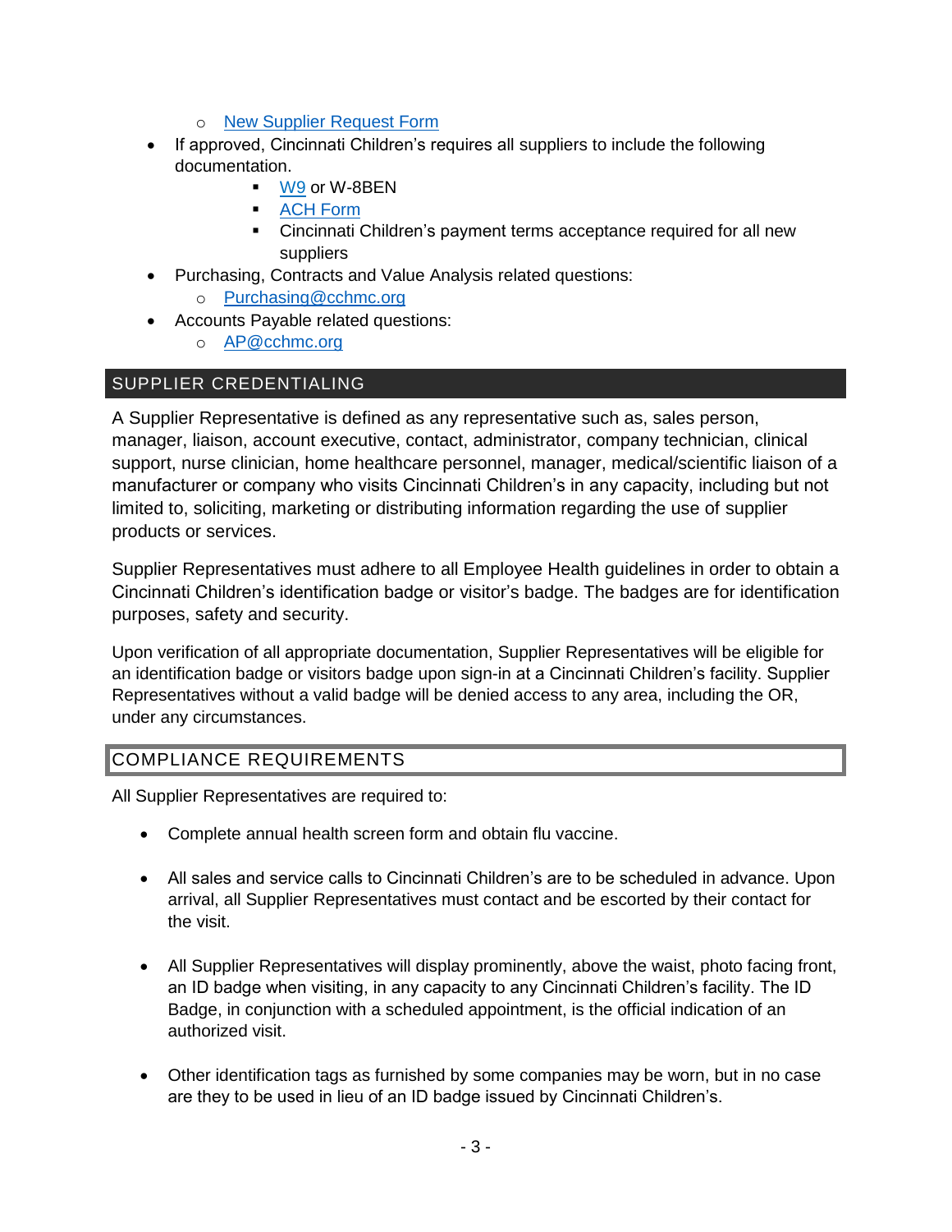- New Supplier Request Form
- If approved, Cincinnati Children's requires all suppliers to include the following documentation.
  - W9 or W-8BEN
  - ACH Form
  - Cincinnati Children's payment terms acceptance required for all new suppliers
- Purchasing, Contracts and Value Analysis related questions:
  - Purchasing@cchmc.org
- Accounts Payable related questions:
  - AP@cchmc.org

## SUPPLIER CREDENTIALING

A Supplier Representative is defined as any representative such as, sales person, manager, liaison, account executive, contact, administrator, company technician, clinical support, nurse clinician, home healthcare personnel, manager, medical/scientific liaison of a manufacturer or company who visits Cincinnati Children's in any capacity, including but not limited to, soliciting, marketing or distributing information regarding the use of supplier products or services.

Supplier Representatives must adhere to all Employee Health guidelines in order to obtain a Cincinnati Children's identification badge or visitor's badge. The badges are for identification purposes, safety and security.

Upon verification of all appropriate documentation, Supplier Representatives will be eligible for an identification badge or visitors badge upon sign-in at a Cincinnati Children's facility. Supplier Representatives without a valid badge will be denied access to any area, including the OR, under any circumstances.

## COMPLIANCE REQUIREMENTS

All Supplier Representatives are required to:

- Complete annual health screen form and obtain flu vaccine.
- All sales and service calls to Cincinnati Children's are to be scheduled in advance. Upon arrival, all Supplier Representatives must contact and be escorted by their contact for the visit.
- All Supplier Representatives will display prominently, above the waist, photo facing front, an ID badge when visiting, in any capacity to any Cincinnati Children's facility. The ID Badge, in conjunction with a scheduled appointment, is the official indication of an authorized visit.
- Other identification tags as furnished by some companies may be worn, but in no case are they to be used in lieu of an ID badge issued by Cincinnati Children's.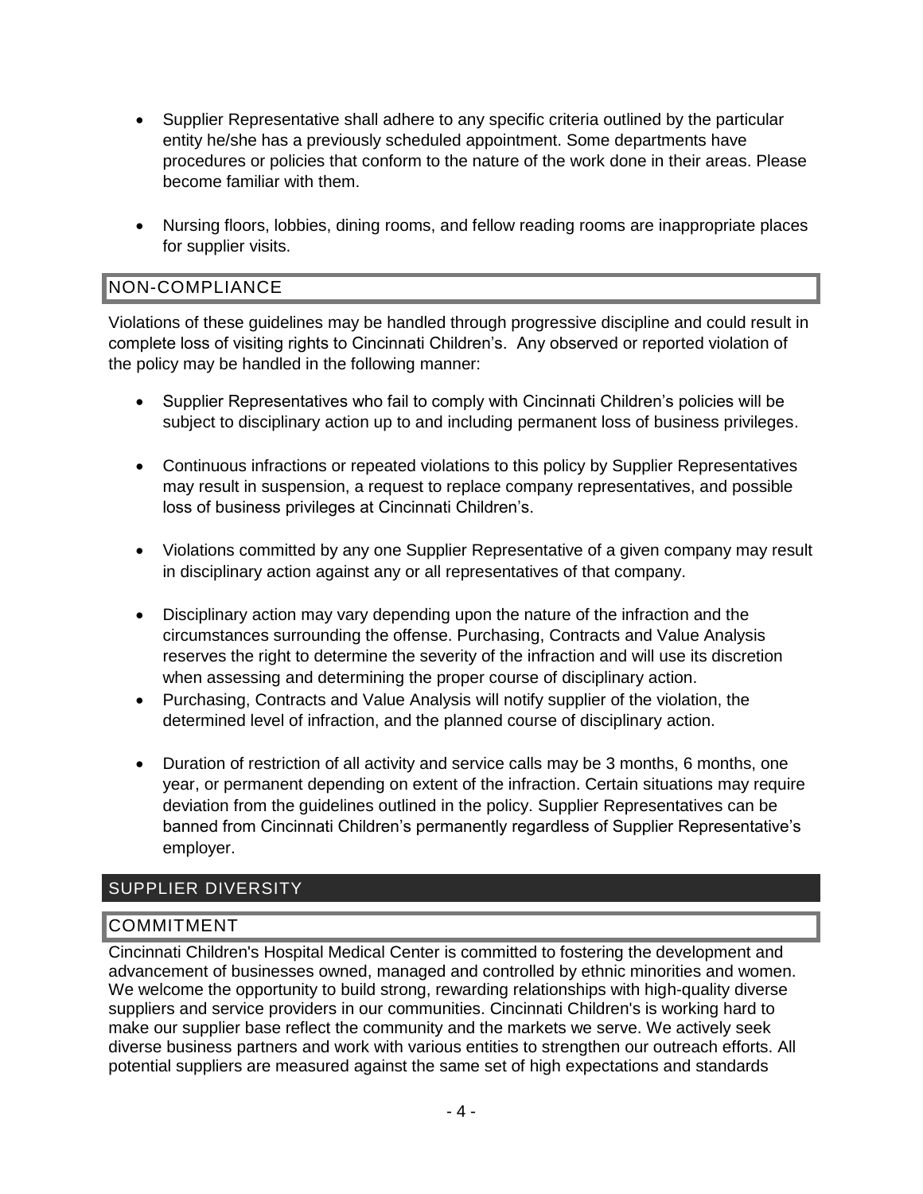- Supplier Representative shall adhere to any specific criteria outlined by the particular entity he/she has a previously scheduled appointment. Some departments have procedures or policies that conform to the nature of the work done in their areas. Please become familiar with them.

- Nursing floors, lobbies, dining rooms, and fellow reading rooms are inappropriate places for supplier visits.

### NON-COMPLIANCE

Violations of these guidelines may be handled through progressive discipline and could result in complete loss of visiting rights to Cincinnati Children's. Any observed or reported violation of the policy may be handled in the following manner:

- Supplier Representatives who fail to comply with Cincinnati Children's policies will be subject to disciplinary action up to and including permanent loss of business privileges.

- Continuous infractions or repeated violations to this policy by Supplier Representatives may result in suspension, a request to replace company representatives, and possible loss of business privileges at Cincinnati Children's.

- Violations committed by any one Supplier Representative of a given company may result in disciplinary action against any or all representatives of that company.

- Disciplinary action may vary depending upon the nature of the infraction and the circumstances surrounding the offense. Purchasing, Contracts and Value Analysis reserves the right to determine the severity of the infraction and will use its discretion when assessing and determining the proper course of disciplinary action.
- Purchasing, Contracts and Value Analysis will notify supplier of the violation, the determined level of infraction, and the planned course of disciplinary action.

- Duration of restriction of all activity and service calls may be 3 months, 6 months, one year, or permanent depending on extent of the infraction. Certain situations may require deviation from the guidelines outlined in the policy. Supplier Representatives can be banned from Cincinnati Children's permanently regardless of Supplier Representative's employer.

## SUPPLIER DIVERSITY

### COMMITMENT

Cincinnati Children's Hospital Medical Center is committed to fostering the development and advancement of businesses owned, managed and controlled by ethnic minorities and women. We welcome the opportunity to build strong, rewarding relationships with high-quality diverse suppliers and service providers in our communities. Cincinnati Children's is working hard to make our supplier base reflect the community and the markets we serve. We actively seek diverse business partners and work with various entities to strengthen our outreach efforts. All potential suppliers are measured against the same set of high expectations and standards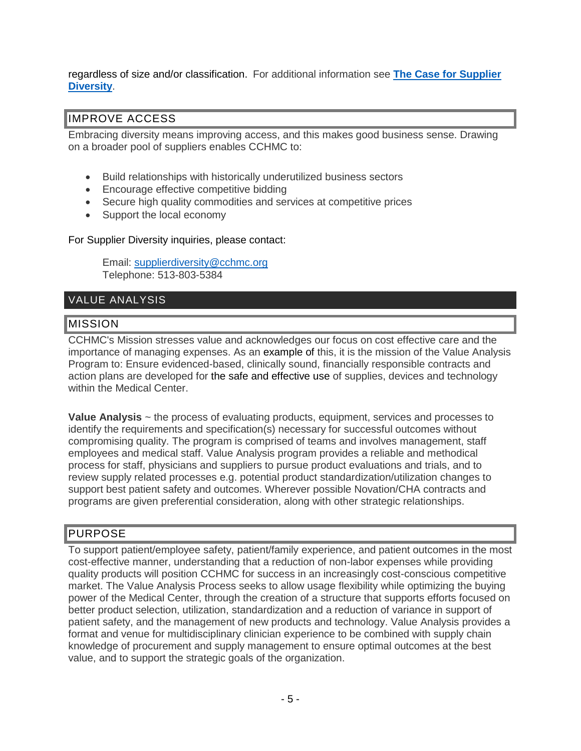regardless of size and/or classification. For additional information see **The Case for Supplier Diversity**.

## IMPROVE ACCESS

Embracing diversity means improving access, and this makes good business sense. Drawing on a broader pool of suppliers enables CCHMC to:

- Build relationships with historically underutilized business sectors
- Encourage effective competitive bidding
- Secure high quality commodities and services at competitive prices
- Support the local economy

For Supplier Diversity inquiries, please contact:

Email: supplierdiversity@cchmc.org
Telephone: 513-803-5384

# VALUE ANALYSIS

## MISSION

CCHMC's Mission stresses value and acknowledges our focus on cost effective care and the importance of managing expenses. As an example of this, it is the mission of the Value Analysis Program to: Ensure evidenced-based, clinically sound, financially responsible contracts and action plans are developed for the safe and effective use of supplies, devices and technology within the Medical Center.

**Value Analysis** ~ the process of evaluating products, equipment, services and processes to identify the requirements and specification(s) necessary for successful outcomes without compromising quality. The program is comprised of teams and involves management, staff employees and medical staff. Value Analysis program provides a reliable and methodical process for staff, physicians and suppliers to pursue product evaluations and trials, and to review supply related processes e.g. potential product standardization/utilization changes to support best patient safety and outcomes. Wherever possible Novation/CHA contracts and programs are given preferential consideration, along with other strategic relationships.

## PURPOSE

To support patient/employee safety, patient/family experience, and patient outcomes in the most cost-effective manner, understanding that a reduction of non-labor expenses while providing quality products will position CCHMC for success in an increasingly cost-conscious competitive market. The Value Analysis Process seeks to allow usage flexibility while optimizing the buying power of the Medical Center, through the creation of a structure that supports efforts focused on better product selection, utilization, standardization and a reduction of variance in support of patient safety, and the management of new products and technology. Value Analysis provides a format and venue for multidisciplinary clinician experience to be combined with supply chain knowledge of procurement and supply management to ensure optimal outcomes at the best value, and to support the strategic goals of the organization.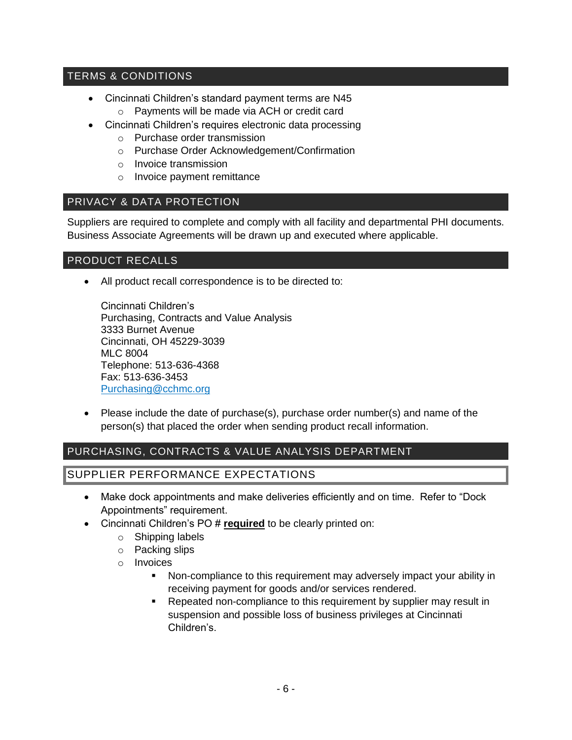## TERMS & CONDITIONS

- Cincinnati Children's standard payment terms are N45
  - Payments will be made via ACH or credit card
- Cincinnati Children's requires electronic data processing
  - Purchase order transmission
  - Purchase Order Acknowledgement/Confirmation
  - Invoice transmission
  - Invoice payment remittance

## PRIVACY & DATA PROTECTION

Suppliers are required to complete and comply with all facility and departmental PHI documents. Business Associate Agreements will be drawn up and executed where applicable.

## PRODUCT RECALLS

- All product recall correspondence is to be directed to:

  Cincinnati Children's
  Purchasing, Contracts and Value Analysis
  3333 Burnet Avenue
  Cincinnati, OH 45229-3039
  MLC 8004
  Telephone: 513-636-4368
  Fax: 513-636-3453
  Purchasing@cchmc.org

- Please include the date of purchase(s), purchase order number(s) and name of the person(s) that placed the order when sending product recall information.

## PURCHASING, CONTRACTS & VALUE ANALYSIS DEPARTMENT

### SUPPLIER PERFORMANCE EXPECTATIONS

- Make dock appointments and make deliveries efficiently and on time. Refer to "Dock Appointments" requirement.
- Cincinnati Children's PO # **required** to be clearly printed on:
  - Shipping labels
  - Packing slips
  - Invoices
    - Non-compliance to this requirement may adversely impact your ability in receiving payment for goods and/or services rendered.
    - Repeated non-compliance to this requirement by supplier may result in suspension and possible loss of business privileges at Cincinnati Children's.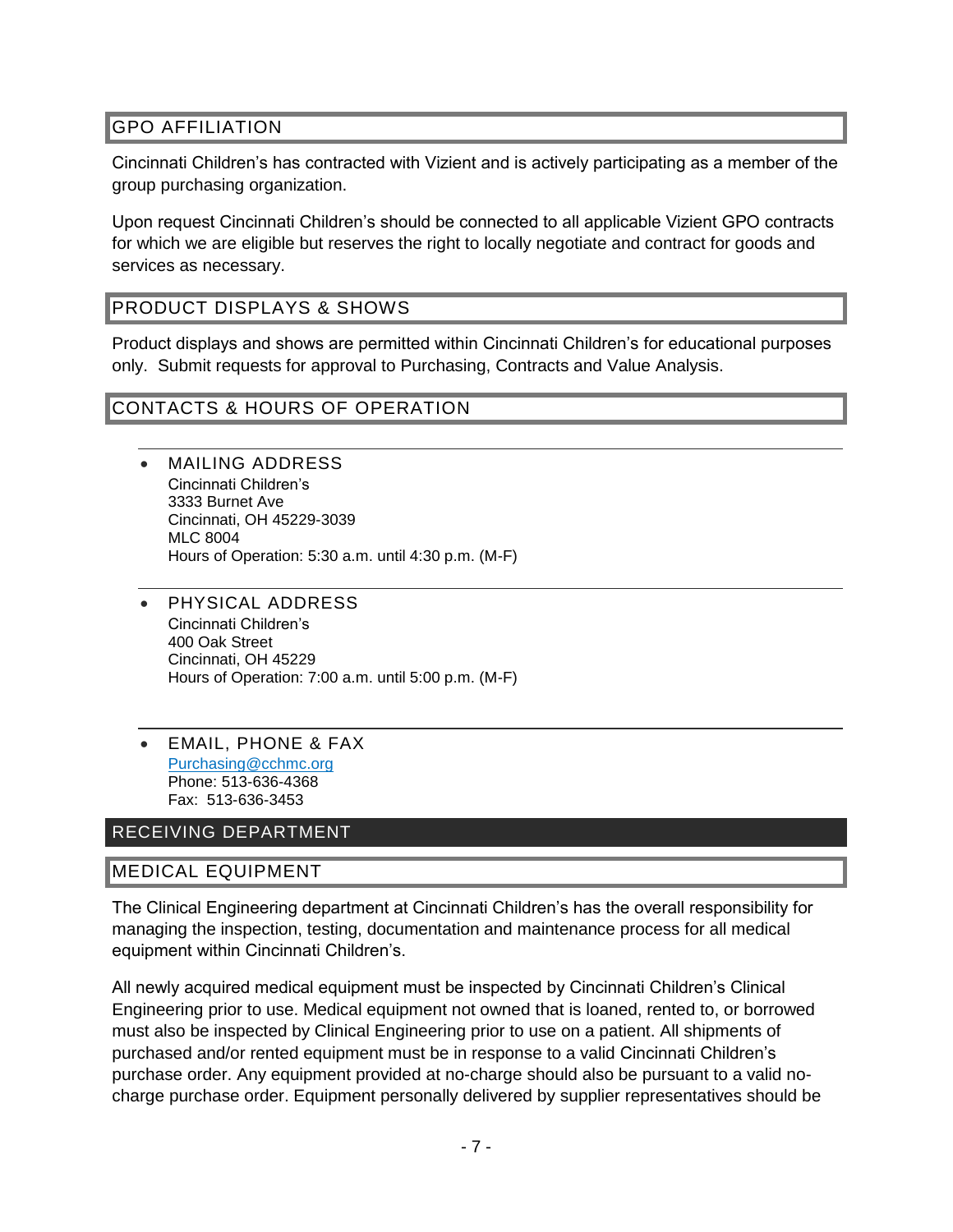## GPO AFFILIATION

Cincinnati Children's has contracted with Vizient and is actively participating as a member of the group purchasing organization.

Upon request Cincinnati Children's should be connected to all applicable Vizient GPO contracts for which we are eligible but reserves the right to locally negotiate and contract for goods and services as necessary.

## PRODUCT DISPLAYS & SHOWS

Product displays and shows are permitted within Cincinnati Children's for educational purposes only. Submit requests for approval to Purchasing, Contracts and Value Analysis.

## CONTACTS & HOURS OF OPERATION

- MAILING ADDRESS
  Cincinnati Children's
  3333 Burnet Ave
  Cincinnati, OH 45229-3039
  MLC 8004
  Hours of Operation: 5:30 a.m. until 4:30 p.m. (M-F)

- PHYSICAL ADDRESS
  Cincinnati Children's
  400 Oak Street
  Cincinnati, OH 45229
  Hours of Operation: 7:00 a.m. until 5:00 p.m. (M-F)

- EMAIL, PHONE & FAX
  Purchasing@cchmc.org
  Phone: 513-636-4368
  Fax: 513-636-3453

# RECEIVING DEPARTMENT

## MEDICAL EQUIPMENT

The Clinical Engineering department at Cincinnati Children's has the overall responsibility for managing the inspection, testing, documentation and maintenance process for all medical equipment within Cincinnati Children's.

All newly acquired medical equipment must be inspected by Cincinnati Children's Clinical Engineering prior to use. Medical equipment not owned that is loaned, rented to, or borrowed must also be inspected by Clinical Engineering prior to use on a patient. All shipments of purchased and/or rented equipment must be in response to a valid Cincinnati Children's purchase order. Any equipment provided at no-charge should also be pursuant to a valid no-charge purchase order. Equipment personally delivered by supplier representatives should be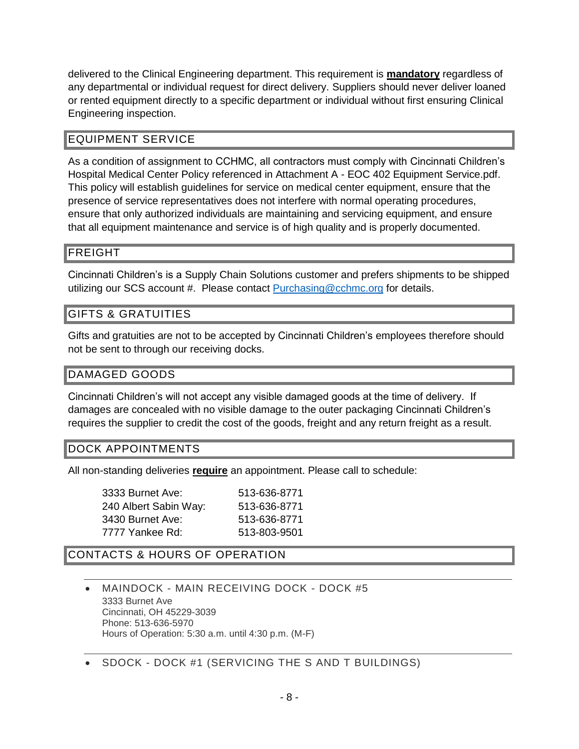delivered to the Clinical Engineering department. This requirement is **mandatory** regardless of any departmental or individual request for direct delivery. Suppliers should never deliver loaned or rented equipment directly to a specific department or individual without first ensuring Clinical Engineering inspection.

## EQUIPMENT SERVICE

As a condition of assignment to CCHMC, all contractors must comply with Cincinnati Children's Hospital Medical Center Policy referenced in Attachment A - EOC 402 Equipment Service.pdf. This policy will establish guidelines for service on medical center equipment, ensure that the presence of service representatives does not interfere with normal operating procedures, ensure that only authorized individuals are maintaining and servicing equipment, and ensure that all equipment maintenance and service is of high quality and is properly documented.

## FREIGHT

Cincinnati Children's is a Supply Chain Solutions customer and prefers shipments to be shipped utilizing our SCS account #. Please contact [Purchasing@cchmc.org](mailto:Purchasing@cchmc.org) for details.

## GIFTS & GRATUITIES

Gifts and gratuities are not to be accepted by Cincinnati Children's employees therefore should not be sent to through our receiving docks.

## DAMAGED GOODS

Cincinnati Children's will not accept any visible damaged goods at the time of delivery. If damages are concealed with no visible damage to the outer packaging Cincinnati Children's requires the supplier to credit the cost of the goods, freight and any return freight as a result.

## DOCK APPOINTMENTS

All non-standing deliveries **require** an appointment. Please call to schedule:

| | |
|---|---|
| 3333 Burnet Ave: | 513-636-8771 |
| 240 Albert Sabin Way: | 513-636-8771 |
| 3430 Burnet Ave: | 513-636-8771 |
| 7777 Yankee Rd: | 513-803-9501 |

## CONTACTS & HOURS OF OPERATION

- MAINDOCK - MAIN RECEIVING DOCK - DOCK #5
  3333 Burnet Ave
  Cincinnati, OH 45229-3039
  Phone: 513-636-5970
  Hours of Operation: 5:30 a.m. until 4:30 p.m. (M-F)

- SDOCK - DOCK #1 (SERVICING THE S AND T BUILDINGS)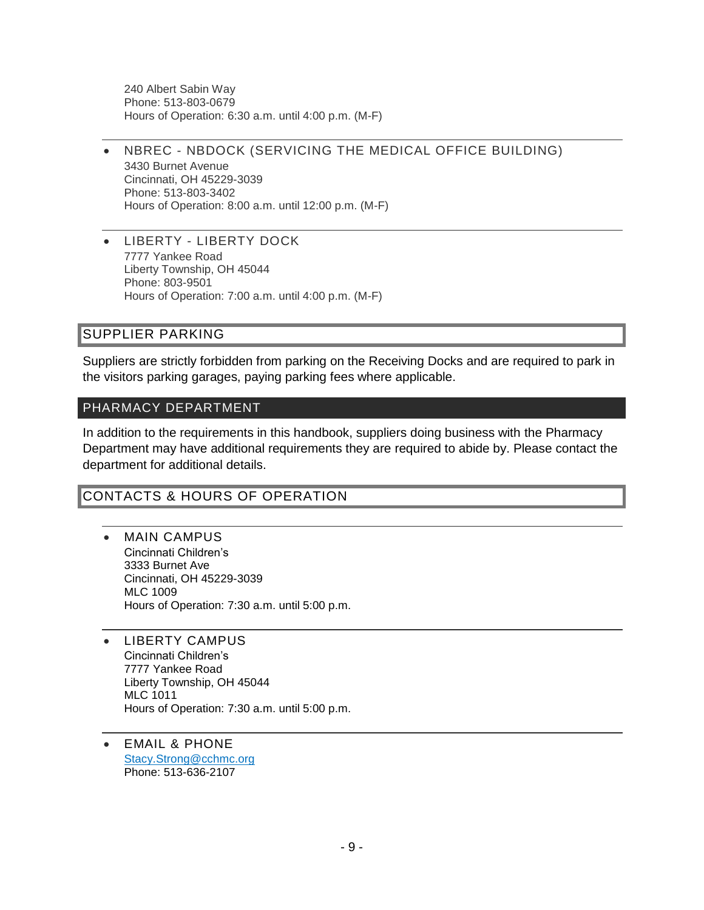240 Albert Sabin Way
Phone: 513-803-0679
Hours of Operation: 6:30 a.m. until 4:00 p.m. (M-F)

- NBREC - NBDOCK (SERVICING THE MEDICAL OFFICE BUILDING)
  3430 Burnet Avenue
  Cincinnati, OH 45229-3039
  Phone: 513-803-3402
  Hours of Operation: 8:00 a.m. until 12:00 p.m. (M-F)

- LIBERTY - LIBERTY DOCK
  7777 Yankee Road
  Liberty Township, OH 45044
  Phone: 803-9501
  Hours of Operation: 7:00 a.m. until 4:00 p.m. (M-F)

## SUPPLIER PARKING

Suppliers are strictly forbidden from parking on the Receiving Docks and are required to park in the visitors parking garages, paying parking fees where applicable.

## PHARMACY DEPARTMENT

In addition to the requirements in this handbook, suppliers doing business with the Pharmacy Department may have additional requirements they are required to abide by. Please contact the department for additional details.

## CONTACTS & HOURS OF OPERATION

- MAIN CAMPUS
  Cincinnati Children's
  3333 Burnet Ave
  Cincinnati, OH 45229-3039
  MLC 1009
  Hours of Operation: 7:30 a.m. until 5:00 p.m.

- LIBERTY CAMPUS
  Cincinnati Children's
  7777 Yankee Road
  Liberty Township, OH 45044
  MLC 1011
  Hours of Operation: 7:30 a.m. until 5:00 p.m.

- EMAIL & PHONE
  [Stacy.Strong@cchmc.org](mailto:Stacy.Strong@cchmc.org)
  Phone: 513-636-2107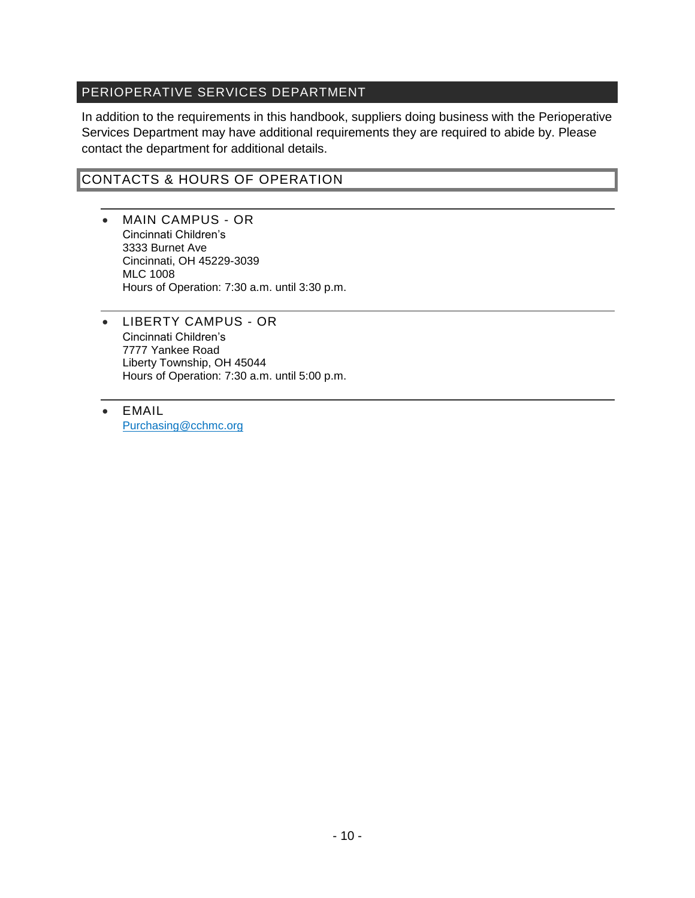## PERIOPERATIVE SERVICES DEPARTMENT

In addition to the requirements in this handbook, suppliers doing business with the Perioperative Services Department may have additional requirements they are required to abide by. Please contact the department for additional details.

## CONTACTS & HOURS OF OPERATION

- MAIN CAMPUS - OR
  Cincinnati Children's
  3333 Burnet Ave
  Cincinnati, OH 45229-3039
  MLC 1008
  Hours of Operation: 7:30 a.m. until 3:30 p.m.

- LIBERTY CAMPUS - OR
  Cincinnati Children's
  7777 Yankee Road
  Liberty Township, OH 45044
  Hours of Operation: 7:30 a.m. until 5:00 p.m.

- EMAIL
  Purchasing@cchmc.org